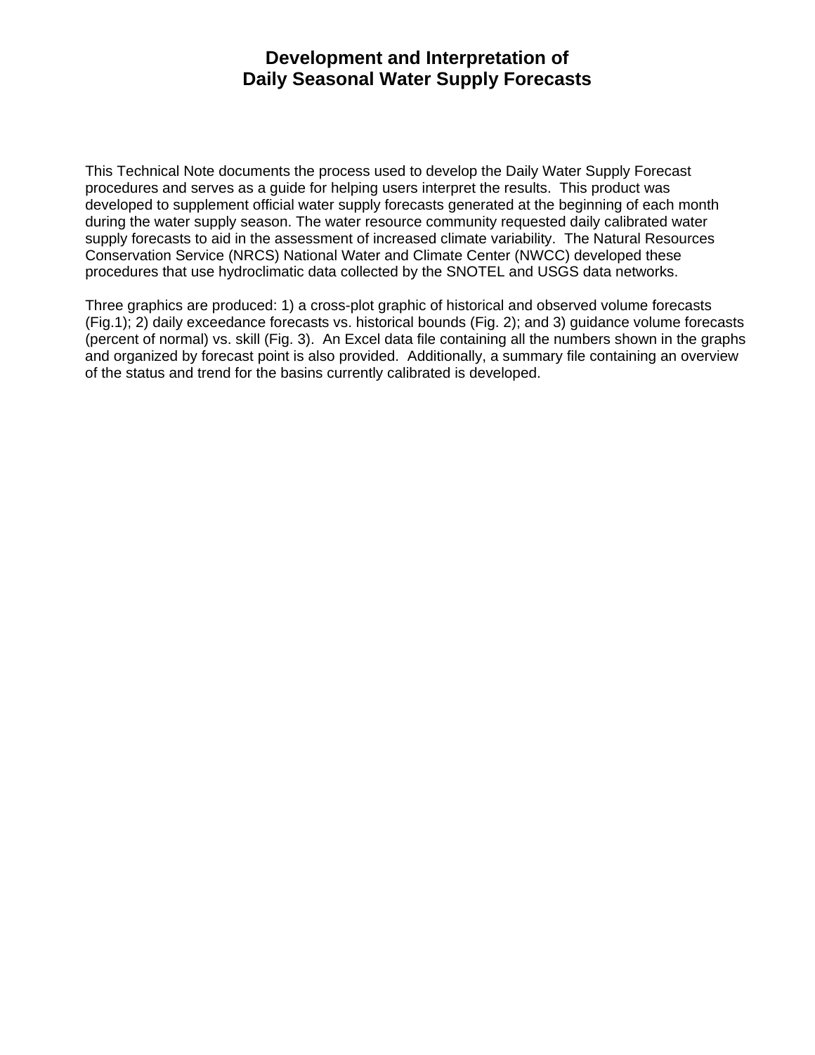# Development and Interpretation of Daily Seasonal Water Supply Forecasts

This Technical Note documents the process used to develop the Daily Water Supply Forecast procedures and serves as a guide for helping users interpret the results. This product was developed to supplement official water supply forecasts generated at the beginning of each month during the water supply season. The water resource community requested daily calibrated water supply forecasts to aid in the assessment of increased climate variability. The Natural Resources Conservation Service (NRCS) National Water and Climate Center (NWCC) developed these procedures that use hydroclimatic data collected by the SNOTEL and USGS data networks.

Three graphics are produced: 1) a cross-plot graphic of historical and observed volume forecasts (Fig.1); 2) daily exceedance forecasts vs. historical bounds (Fig. 2); and 3) guidance volume forecasts (percent of normal) vs. skill (Fig. 3). An Excel data file containing all the numbers shown in the graphs and organized by forecast point is also provided. Additionally, a summary file containing an overview of the status and trend for the basins currently calibrated is developed.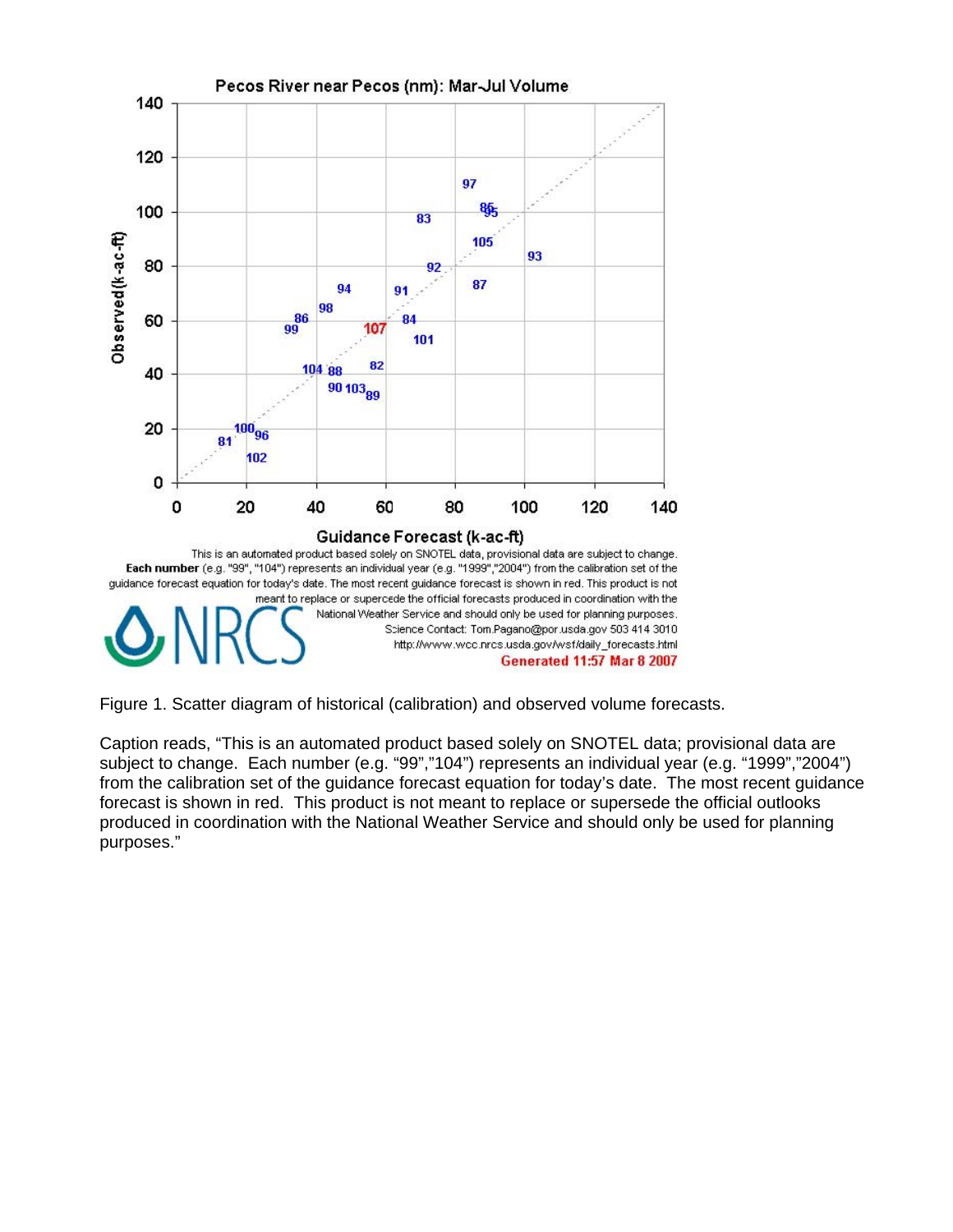Figure 1. Scatter diagram of historical (calibration) and observed volume forecasts.

Caption reads, “This is an automated product based solely on SNOTEL data; provisional data are subject to change. Each number (e.g. “99”,”104”) represents an individual year (e.g. “1999”,”2004”) from the calibration set of the guidance forecast equation for today’s date. The most recent guidance forecast is shown in red. This product is not meant to replace or supersede the official outlooks produced in coordination with the National Weather Service and should only be used for planning purposes.”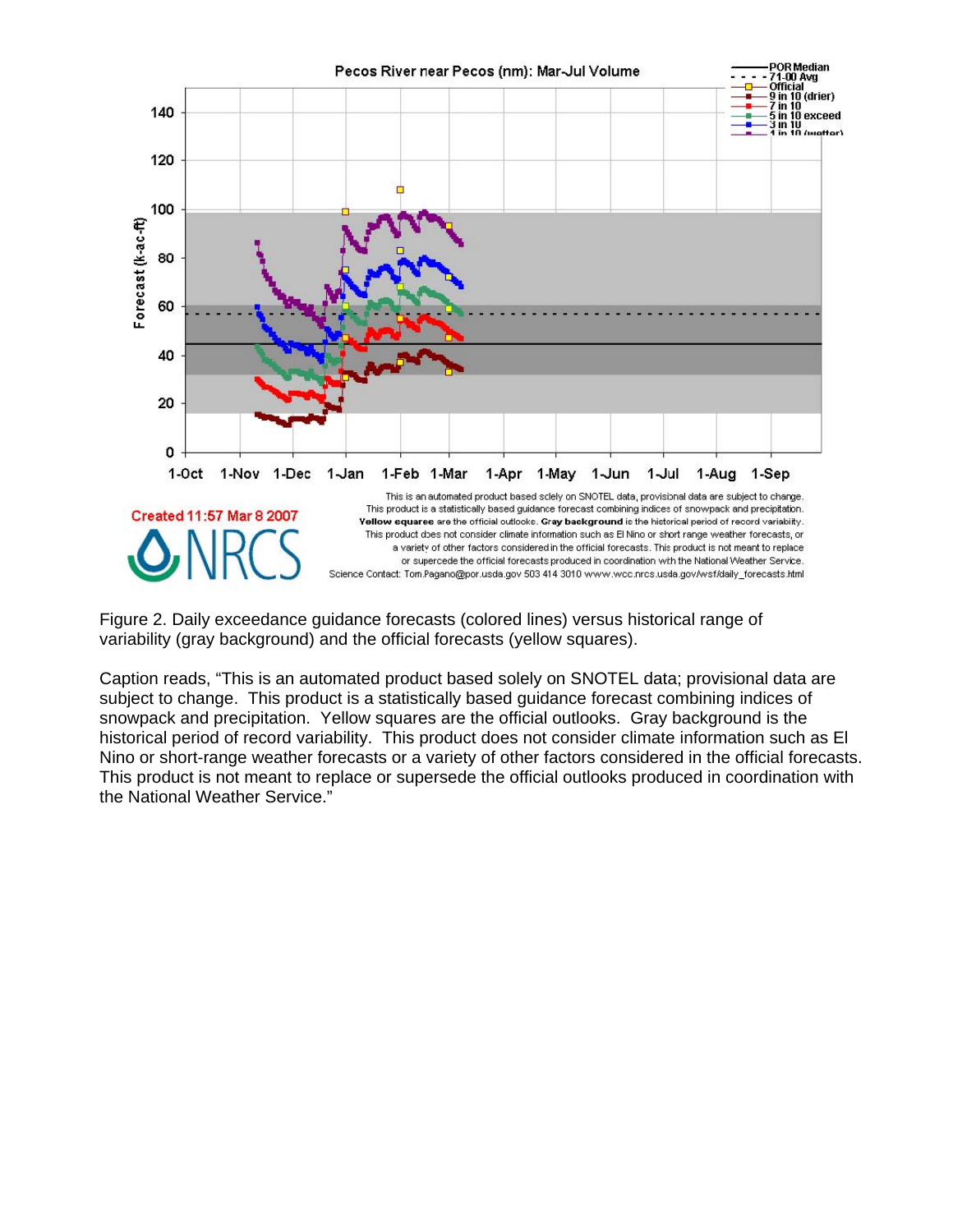Figure 2. Daily exceedance guidance forecasts (colored lines) versus historical range of variability (gray background) and the official forecasts (yellow squares).

Caption reads, "This is an automated product based solely on SNOTEL data; provisional data are subject to change. This product is a statistically based guidance forecast combining indices of snowpack and precipitation. Yellow squares are the official outlooks. Gray background is the historical period of record variability. This product does not consider climate information such as El Nino or short-range weather forecasts or a variety of other factors considered in the official forecasts. This product is not meant to replace or supersede the official outlooks produced in coordination with the National Weather Service."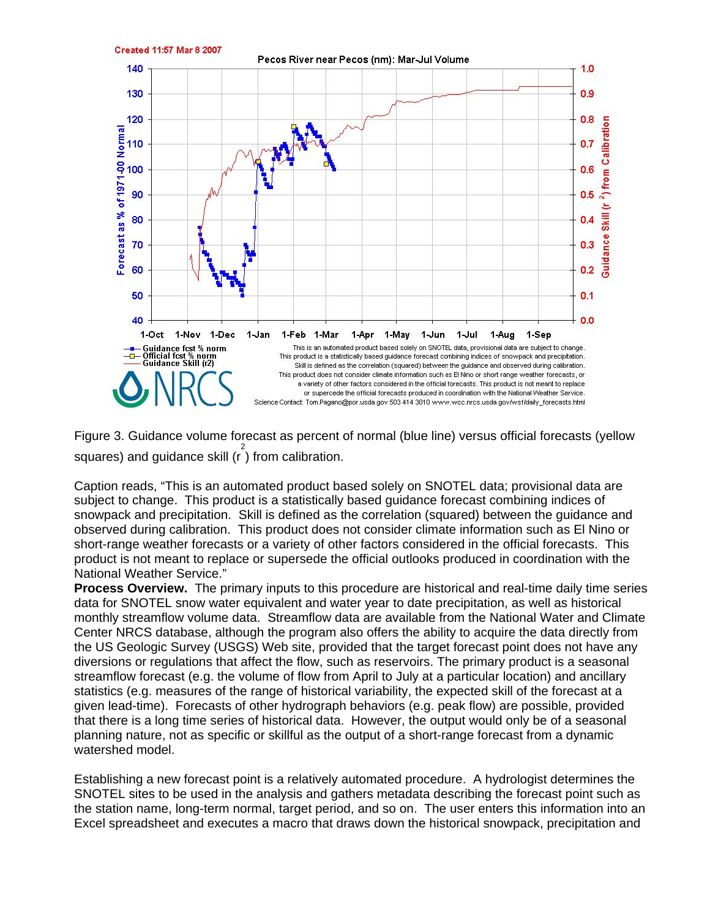Figure 3. Guidance volume forecast as percent of normal (blue line) versus official forecasts (yellow squares) and guidance skill ($r^2$) from calibration.

Caption reads, "This is an automated product based solely on SNOTEL data; provisional data are subject to change. This product is a statistically based guidance forecast combining indices of snowpack and precipitation. Skill is defined as the correlation (squared) between the guidance and observed during calibration. This product does not consider climate information such as El Nino or short-range weather forecasts or a variety of other factors considered in the official forecasts. This product is not meant to replace or supersede the official outlooks produced in coordination with the National Weather Service."

**Process Overview.** The primary inputs to this procedure are historical and real-time daily time series data for SNOTEL snow water equivalent and water year to date precipitation, as well as historical monthly streamflow volume data. Streamflow data are available from the National Water and Climate Center NRCS database, although the program also offers the ability to acquire the data directly from the US Geologic Survey (USGS) Web site, provided that the target forecast point does not have any diversions or regulations that affect the flow, such as reservoirs. The primary product is a seasonal streamflow forecast (e.g. the volume of flow from April to July at a particular location) and ancillary statistics (e.g. measures of the range of historical variability, the expected skill of the forecast at a given lead-time). Forecasts of other hydrograph behaviors (e.g. peak flow) are possible, provided that there is a long time series of historical data. However, the output would only be of a seasonal planning nature, not as specific or skillful as the output of a short-range forecast from a dynamic watershed model.

Establishing a new forecast point is a relatively automated procedure. A hydrologist determines the SNOTEL sites to be used in the analysis and gathers metadata describing the forecast point such as the station name, long-term normal, target period, and so on. The user enters this information into an Excel spreadsheet and executes a macro that draws down the historical snowpack, precipitation and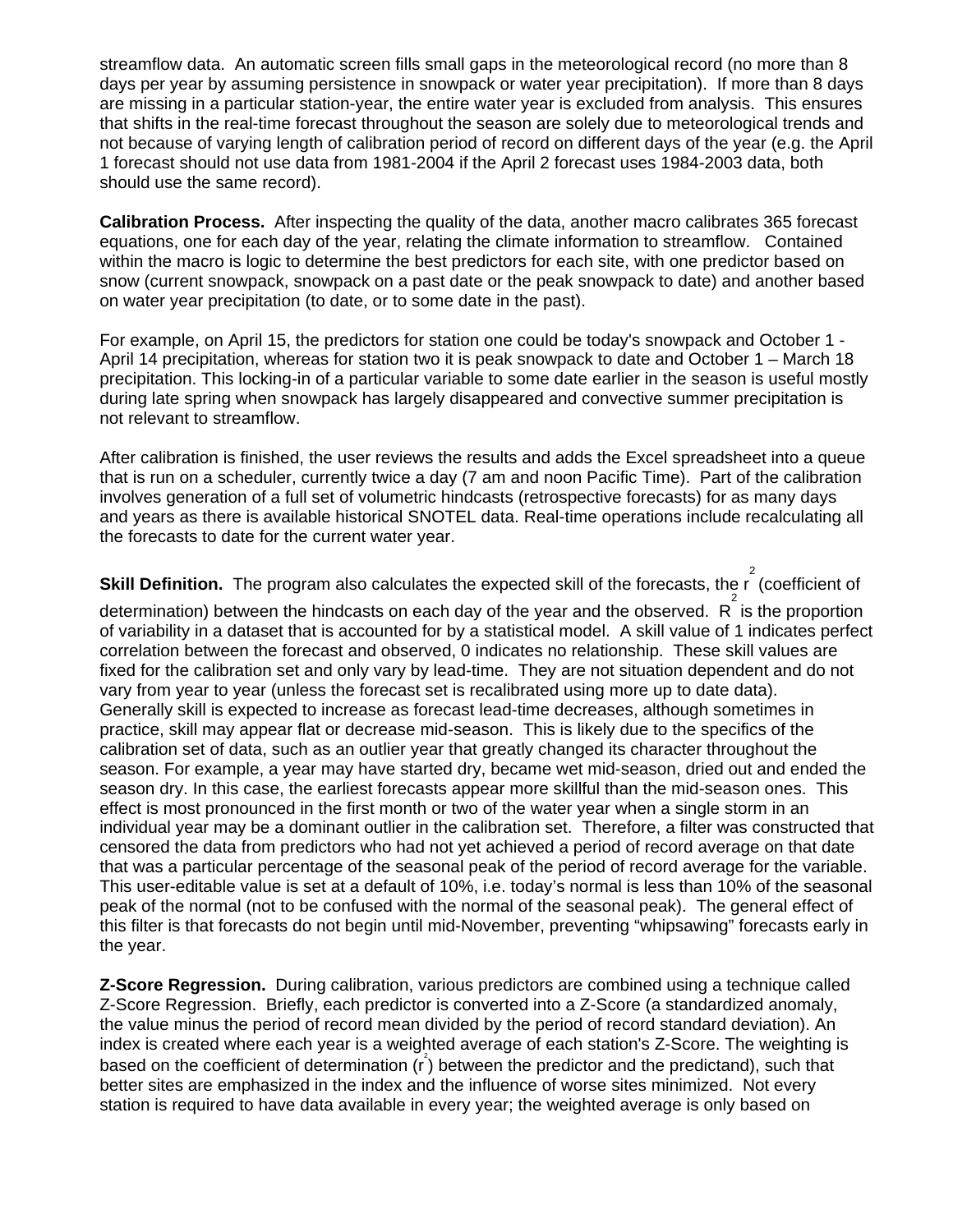streamflow data. An automatic screen fills small gaps in the meteorological record (no more than 8 days per year by assuming persistence in snowpack or water year precipitation). If more than 8 days are missing in a particular station-year, the entire water year is excluded from analysis. This ensures that shifts in the real-time forecast throughout the season are solely due to meteorological trends and not because of varying length of calibration period of record on different days of the year (e.g. the April 1 forecast should not use data from 1981-2004 if the April 2 forecast uses 1984-2003 data, both should use the same record).

**Calibration Process.** After inspecting the quality of the data, another macro calibrates 365 forecast equations, one for each day of the year, relating the climate information to streamflow. Contained within the macro is logic to determine the best predictors for each site, with one predictor based on snow (current snowpack, snowpack on a past date or the peak snowpack to date) and another based on water year precipitation (to date, or to some date in the past).

For example, on April 15, the predictors for station one could be today's snowpack and October 1 - April 14 precipitation, whereas for station two it is peak snowpack to date and October 1 – March 18 precipitation. This locking-in of a particular variable to some date earlier in the season is useful mostly during late spring when snowpack has largely disappeared and convective summer precipitation is not relevant to streamflow.

After calibration is finished, the user reviews the results and adds the Excel spreadsheet into a queue that is run on a scheduler, currently twice a day (7 am and noon Pacific Time). Part of the calibration involves generation of a full set of volumetric hindcasts (retrospective forecasts) for as many days and years as there is available historical SNOTEL data. Real-time operations include recalculating all the forecasts to date for the current water year.

**Skill Definition.** The program also calculates the expected skill of the forecasts, the $r^2$ (coefficient of determination) between the hindcasts on each day of the year and the observed. $R^2$ is the proportion of variability in a dataset that is accounted for by a statistical model. A skill value of 1 indicates perfect correlation between the forecast and observed, 0 indicates no relationship. These skill values are fixed for the calibration set and only vary by lead-time. They are not situation dependent and do not vary from year to year (unless the forecast set is recalibrated using more up to date data). Generally skill is expected to increase as forecast lead-time decreases, although sometimes in practice, skill may appear flat or decrease mid-season. This is likely due to the specifics of the calibration set of data, such as an outlier year that greatly changed its character throughout the season. For example, a year may have started dry, became wet mid-season, dried out and ended the season dry. In this case, the earliest forecasts appear more skillful than the mid-season ones. This effect is most pronounced in the first month or two of the water year when a single storm in an individual year may be a dominant outlier in the calibration set. Therefore, a filter was constructed that censored the data from predictors who had not yet achieved a period of record average on that date that was a particular percentage of the seasonal peak of the period of record average for the variable. This user-editable value is set at a default of 10%, i.e. today's normal is less than 10% of the seasonal peak of the normal (not to be confused with the normal of the seasonal peak). The general effect of this filter is that forecasts do not begin until mid-November, preventing "whipsawing" forecasts early in the year.

**Z-Score Regression.** During calibration, various predictors are combined using a technique called Z-Score Regression. Briefly, each predictor is converted into a Z-Score (a standardized anomaly, the value minus the period of record mean divided by the period of record standard deviation). An index is created where each year is a weighted average of each station's Z-Score. The weighting is based on the coefficient of determination ($r^2$) between the predictor and the predictand), such that better sites are emphasized in the index and the influence of worse sites minimized. Not every station is required to have data available in every year; the weighted average is only based on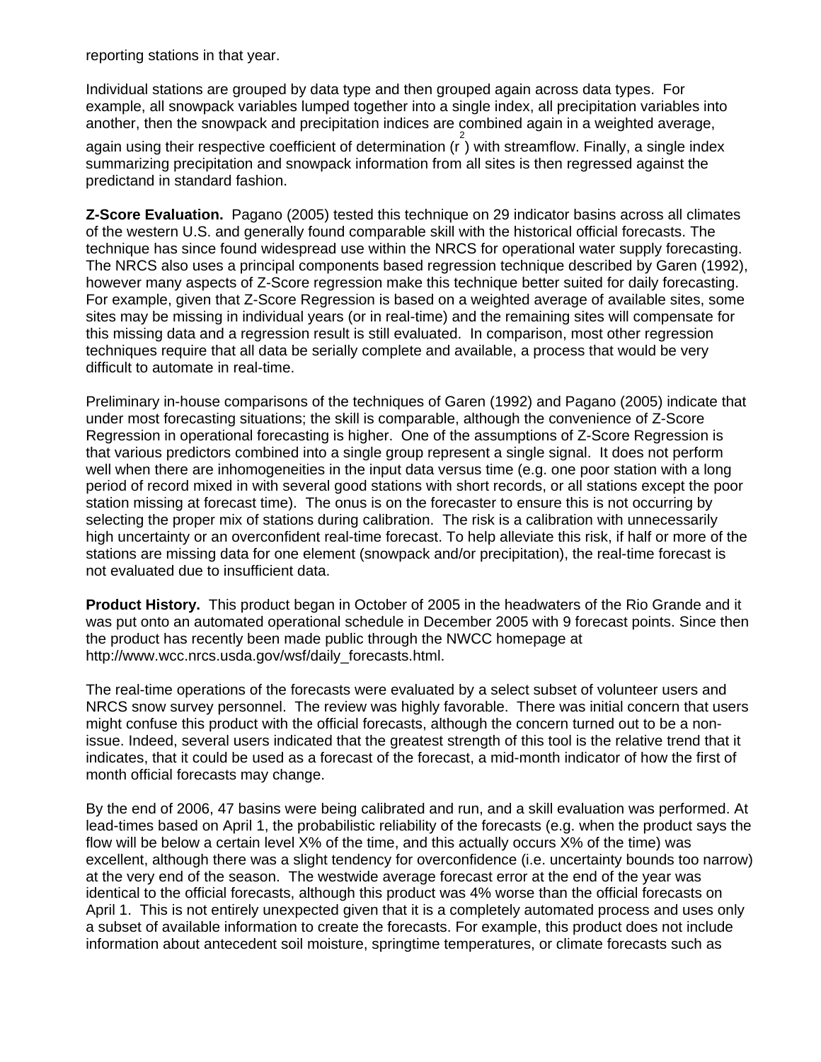reporting stations in that year.

Individual stations are grouped by data type and then grouped again across data types. For example, all snowpack variables lumped together into a single index, all precipitation variables into another, then the snowpack and precipitation indices are combined again in a weighted average, again using their respective coefficient of determination ($r^2$) with streamflow. Finally, a single index summarizing precipitation and snowpack information from all sites is then regressed against the predictand in standard fashion.

**Z-Score Evaluation.** Pagano (2005) tested this technique on 29 indicator basins across all climates of the western U.S. and generally found comparable skill with the historical official forecasts. The technique has since found widespread use within the NRCS for operational water supply forecasting. The NRCS also uses a principal components based regression technique described by Garen (1992), however many aspects of Z-Score regression make this technique better suited for daily forecasting. For example, given that Z-Score Regression is based on a weighted average of available sites, some sites may be missing in individual years (or in real-time) and the remaining sites will compensate for this missing data and a regression result is still evaluated. In comparison, most other regression techniques require that all data be serially complete and available, a process that would be very difficult to automate in real-time.

Preliminary in-house comparisons of the techniques of Garen (1992) and Pagano (2005) indicate that under most forecasting situations; the skill is comparable, although the convenience of Z-Score Regression in operational forecasting is higher. One of the assumptions of Z-Score Regression is that various predictors combined into a single group represent a single signal. It does not perform well when there are inhomogeneities in the input data versus time (e.g. one poor station with a long period of record mixed in with several good stations with short records, or all stations except the poor station missing at forecast time). The onus is on the forecaster to ensure this is not occurring by selecting the proper mix of stations during calibration. The risk is a calibration with unnecessarily high uncertainty or an overconfident real-time forecast. To help alleviate this risk, if half or more of the stations are missing data for one element (snowpack and/or precipitation), the real-time forecast is not evaluated due to insufficient data.

**Product History.** This product began in October of 2005 in the headwaters of the Rio Grande and it was put onto an automated operational schedule in December 2005 with 9 forecast points. Since then the product has recently been made public through the NWCC homepage at http://www.wcc.nrcs.usda.gov/wsf/daily_forecasts.html.

The real-time operations of the forecasts were evaluated by a select subset of volunteer users and NRCS snow survey personnel. The review was highly favorable. There was initial concern that users might confuse this product with the official forecasts, although the concern turned out to be a non-issue. Indeed, several users indicated that the greatest strength of this tool is the relative trend that it indicates, that it could be used as a forecast of the forecast, a mid-month indicator of how the first of month official forecasts may change.

By the end of 2006, 47 basins were being calibrated and run, and a skill evaluation was performed. At lead-times based on April 1, the probabilistic reliability of the forecasts (e.g. when the product says the flow will be below a certain level X% of the time, and this actually occurs X% of the time) was excellent, although there was a slight tendency for overconfidence (i.e. uncertainty bounds too narrow) at the very end of the season. The westwide average forecast error at the end of the year was identical to the official forecasts, although this product was 4% worse than the official forecasts on April 1. This is not entirely unexpected given that it is a completely automated process and uses only a subset of available information to create the forecasts. For example, this product does not include information about antecedent soil moisture, springtime temperatures, or climate forecasts such as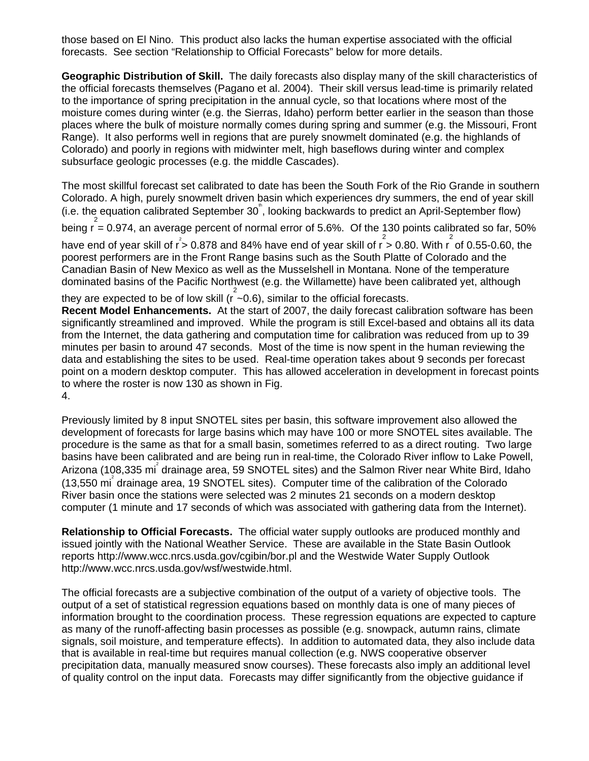those based on El Nino. This product also lacks the human expertise associated with the official forecasts. See section "Relationship to Official Forecasts" below for more details.

**Geographic Distribution of Skill.** The daily forecasts also display many of the skill characteristics of the official forecasts themselves (Pagano et al. 2004). Their skill versus lead-time is primarily related to the importance of spring precipitation in the annual cycle, so that locations where most of the moisture comes during winter (e.g. the Sierras, Idaho) perform better earlier in the season than those places where the bulk of moisture normally comes during spring and summer (e.g. the Missouri, Front Range). It also performs well in regions that are purely snowmelt dominated (e.g. the highlands of Colorado) and poorly in regions with midwinter melt, high baseflows during winter and complex subsurface geologic processes (e.g. the middle Cascades).

The most skillful forecast set calibrated to date has been the South Fork of the Rio Grande in southern Colorado. A high, purely snowmelt driven basin which experiences dry summers, the end of year skill (i.e. the equation calibrated September 30th, looking backwards to predict an April-September flow) being $r^2 = 0.974$, an average percent of normal error of 5.6%. Of the 130 points calibrated so far, 50% have end of year skill of $r^2 > 0.878$ and 84% have end of year skill of $r^2 > 0.80$. With $r^2$ of 0.55-0.60, the poorest performers are in the Front Range basins such as the South Platte of Colorado and the Canadian Basin of New Mexico as well as the Musselshell in Montana. None of the temperature dominated basins of the Pacific Northwest (e.g. the Willamette) have been calibrated yet, although they are expected to be of low skill ($r^2$ ~0.6), similar to the official forecasts.

**Recent Model Enhancements.** At the start of 2007, the daily forecast calibration software has been significantly streamlined and improved. While the program is still Excel-based and obtains all its data from the Internet, the data gathering and computation time for calibration was reduced from up to 39 minutes per basin to around 47 seconds. Most of the time is now spent in the human reviewing the data and establishing the sites to be used. Real-time operation takes about 9 seconds per forecast point on a modern desktop computer. This has allowed acceleration in development in forecast points to where the roster is now 130 as shown in Fig. 4.

Previously limited by 8 input SNOTEL sites per basin, this software improvement also allowed the development of forecasts for large basins which may have 100 or more SNOTEL sites available. The procedure is the same as that for a small basin, sometimes referred to as a direct routing. Two large basins have been calibrated and are being run in real-time, the Colorado River inflow to Lake Powell, Arizona (108,335 $mi^2$ drainage area, 59 SNOTEL sites) and the Salmon River near White Bird, Idaho (13,550 $mi^2$ drainage area, 19 SNOTEL sites). Computer time of the calibration of the Colorado River basin once the stations were selected was 2 minutes 21 seconds on a modern desktop computer (1 minute and 17 seconds of which was associated with gathering data from the Internet).

**Relationship to Official Forecasts.** The official water supply outlooks are produced monthly and issued jointly with the National Weather Service. These are available in the State Basin Outlook reports http://www.wcc.nrcs.usda.gov/cgibin/bor.pl and the Westwide Water Supply Outlook http://www.wcc.nrcs.usda.gov/wsf/westwide.html.

The official forecasts are a subjective combination of the output of a variety of objective tools. The output of a set of statistical regression equations based on monthly data is one of many pieces of information brought to the coordination process. These regression equations are expected to capture as many of the runoff-affecting basin processes as possible (e.g. snowpack, autumn rains, climate signals, soil moisture, and temperature effects). In addition to automated data, they also include data that is available in real-time but requires manual collection (e.g. NWS cooperative observer precipitation data, manually measured snow courses). These forecasts also imply an additional level of quality control on the input data. Forecasts may differ significantly from the objective guidance if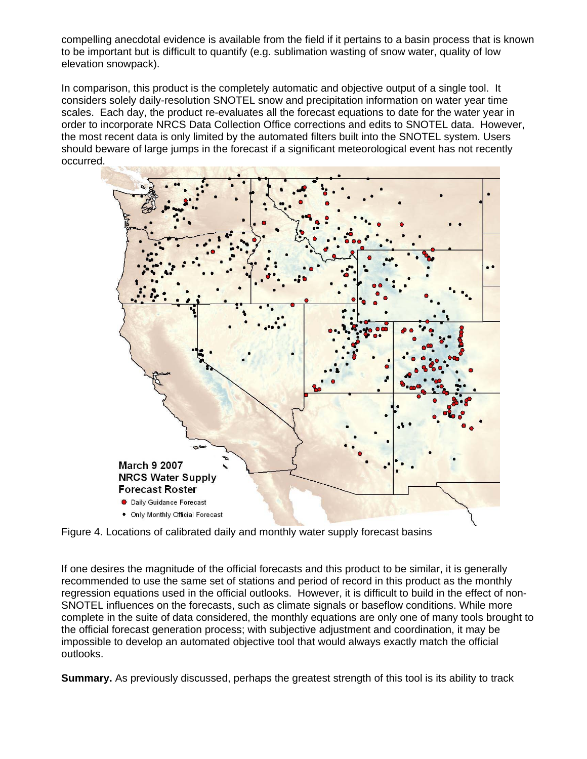compelling anecdotal evidence is available from the field if it pertains to a basin process that is known to be important but is difficult to quantify (e.g. sublimation wasting of snow water, quality of low elevation snowpack).

In comparison, this product is the completely automatic and objective output of a single tool. It considers solely daily-resolution SNOTEL snow and precipitation information on water year time scales. Each day, the product re-evaluates all the forecast equations to date for the water year in order to incorporate NRCS Data Collection Office corrections and edits to SNOTEL data. However, the most recent data is only limited by the automated filters built into the SNOTEL system. Users should beware of large jumps in the forecast if a significant meteorological event has not recently occurred.

Figure 4. Locations of calibrated daily and monthly water supply forecast basins

If one desires the magnitude of the official forecasts and this product to be similar, it is generally recommended to use the same set of stations and period of record in this product as the monthly regression equations used in the official outlooks. However, it is difficult to build in the effect of non-SNOTEL influences on the forecasts, such as climate signals or baseflow conditions. While more complete in the suite of data considered, the monthly equations are only one of many tools brought to the official forecast generation process; with subjective adjustment and coordination, it may be impossible to develop an automated objective tool that would always exactly match the official outlooks.

**Summary.** As previously discussed, perhaps the greatest strength of this tool is its ability to track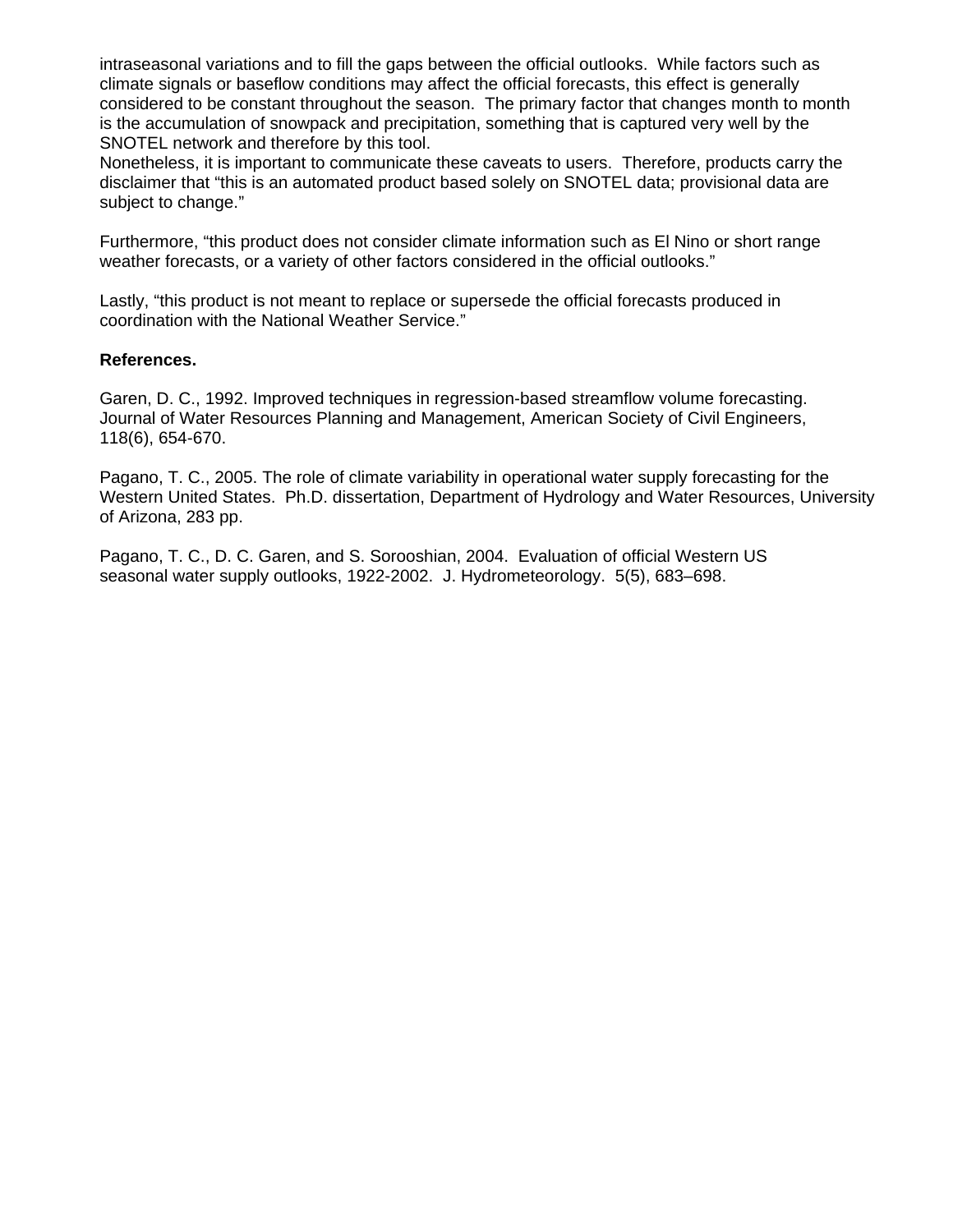intraseasonal variations and to fill the gaps between the official outlooks. While factors such as climate signals or baseflow conditions may affect the official forecasts, this effect is generally considered to be constant throughout the season. The primary factor that changes month to month is the accumulation of snowpack and precipitation, something that is captured very well by the SNOTEL network and therefore by this tool.
Nonetheless, it is important to communicate these caveats to users. Therefore, products carry the disclaimer that "this is an automated product based solely on SNOTEL data; provisional data are subject to change."

Furthermore, "this product does not consider climate information such as El Nino or short range weather forecasts, or a variety of other factors considered in the official outlooks."

Lastly, "this product is not meant to replace or supersede the official forecasts produced in coordination with the National Weather Service."

**References.**

Garen, D. C., 1992. Improved techniques in regression-based streamflow volume forecasting. Journal of Water Resources Planning and Management, American Society of Civil Engineers, 118(6), 654-670.

Pagano, T. C., 2005. The role of climate variability in operational water supply forecasting for the Western United States. Ph.D. dissertation, Department of Hydrology and Water Resources, University of Arizona, 283 pp.

Pagano, T. C., D. C. Garen, and S. Sorooshian, 2004. Evaluation of official Western US seasonal water supply outlooks, 1922-2002. J. Hydrometeorology. 5(5), 683–698.